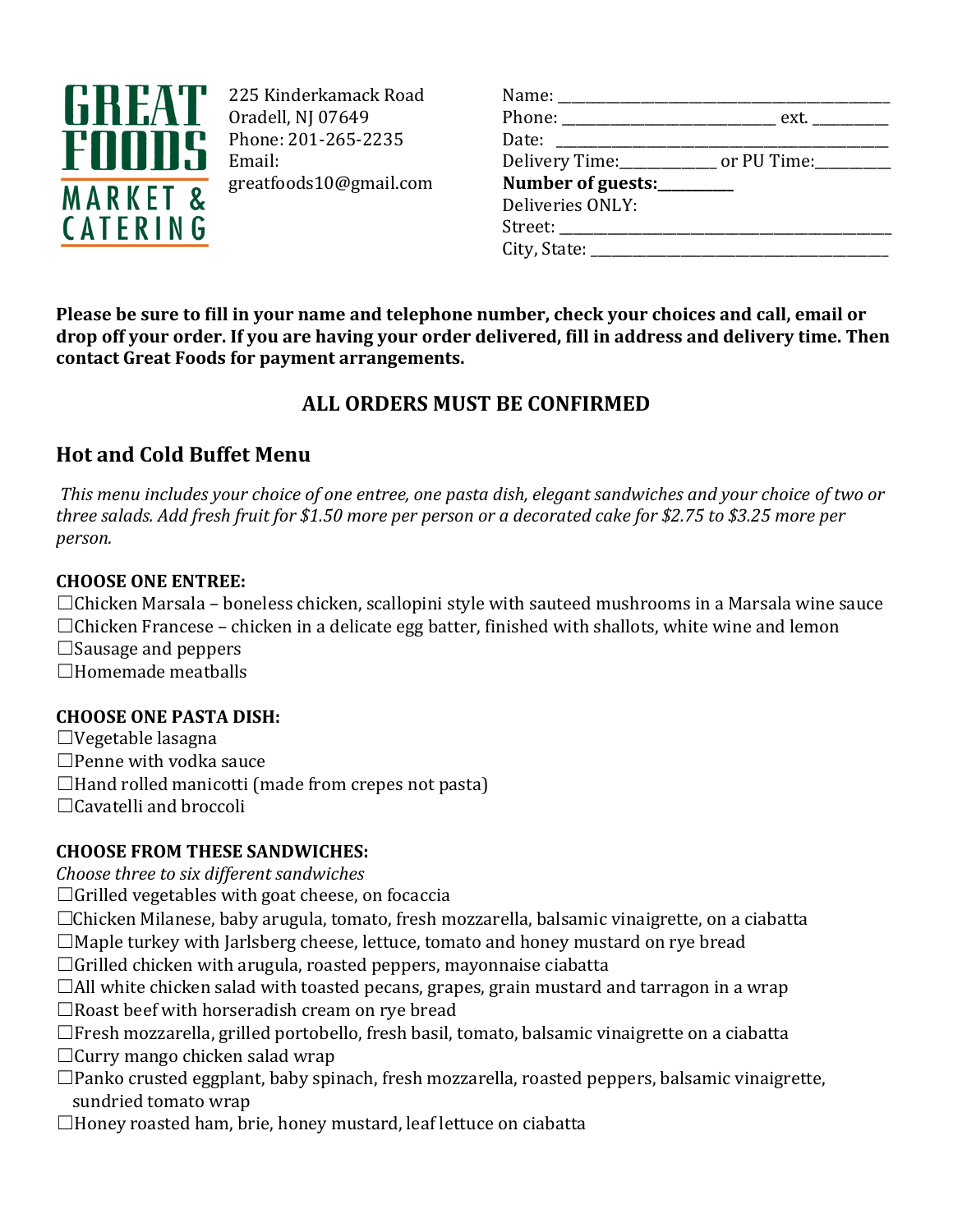GREAT FOODS MARKET & CATERING

225 Kinderkamack Road
Oradell, NJ 07649
Phone: 201-265-2235
Email:
greatfoods10@gmail.com

Name: ___________________________________________
Phone: ___________________________ ext. __________
Date: ____________________________________________
Delivery Time:_____________ or PU Time:__________
**Number of guests:__________**
Deliveries ONLY:
Street: ___________________________________________
City, State: ______________________________________

**Please be sure to fill in your name and telephone number, check your choices and call, email or drop off your order. If you are having your order delivered, fill in address and delivery time. Then contact Great Foods for payment arrangements.**

## ALL ORDERS MUST BE CONFIRMED

## Hot and Cold Buffet Menu

*This menu includes your choice of one entree, one pasta dish, elegant sandwiches and your choice of two or three salads. Add fresh fruit for $1.50 more per person or a decorated cake for $2.75 to $3.25 more per person.*

**CHOOSE ONE ENTREE:**

☐Chicken Marsala – boneless chicken, scallopini style with sauteed mushrooms in a Marsala wine sauce
☐Chicken Francese – chicken in a delicate egg batter, finished with shallots, white wine and lemon
☐Sausage and peppers
☐Homemade meatballs

**CHOOSE ONE PASTA DISH:**

☐Vegetable lasagna
☐Penne with vodka sauce
☐Hand rolled manicotti (made from crepes not pasta)
☐Cavatelli and broccoli

**CHOOSE FROM THESE SANDWICHES:**

*Choose three to six different sandwiches*

☐Grilled vegetables with goat cheese, on focaccia
☐Chicken Milanese, baby arugula, tomato, fresh mozzarella, balsamic vinaigrette, on a ciabatta
☐Maple turkey with Jarlsberg cheese, lettuce, tomato and honey mustard on rye bread
☐Grilled chicken with arugula, roasted peppers, mayonnaise ciabatta
☐All white chicken salad with toasted pecans, grapes, grain mustard and tarragon in a wrap
☐Roast beef with horseradish cream on rye bread
☐Fresh mozzarella, grilled portobello, fresh basil, tomato, balsamic vinaigrette on a ciabatta
☐Curry mango chicken salad wrap
☐Panko crusted eggplant, baby spinach, fresh mozzarella, roasted peppers, balsamic vinaigrette, sundried tomato wrap
☐Honey roasted ham, brie, honey mustard, leaf lettuce on ciabatta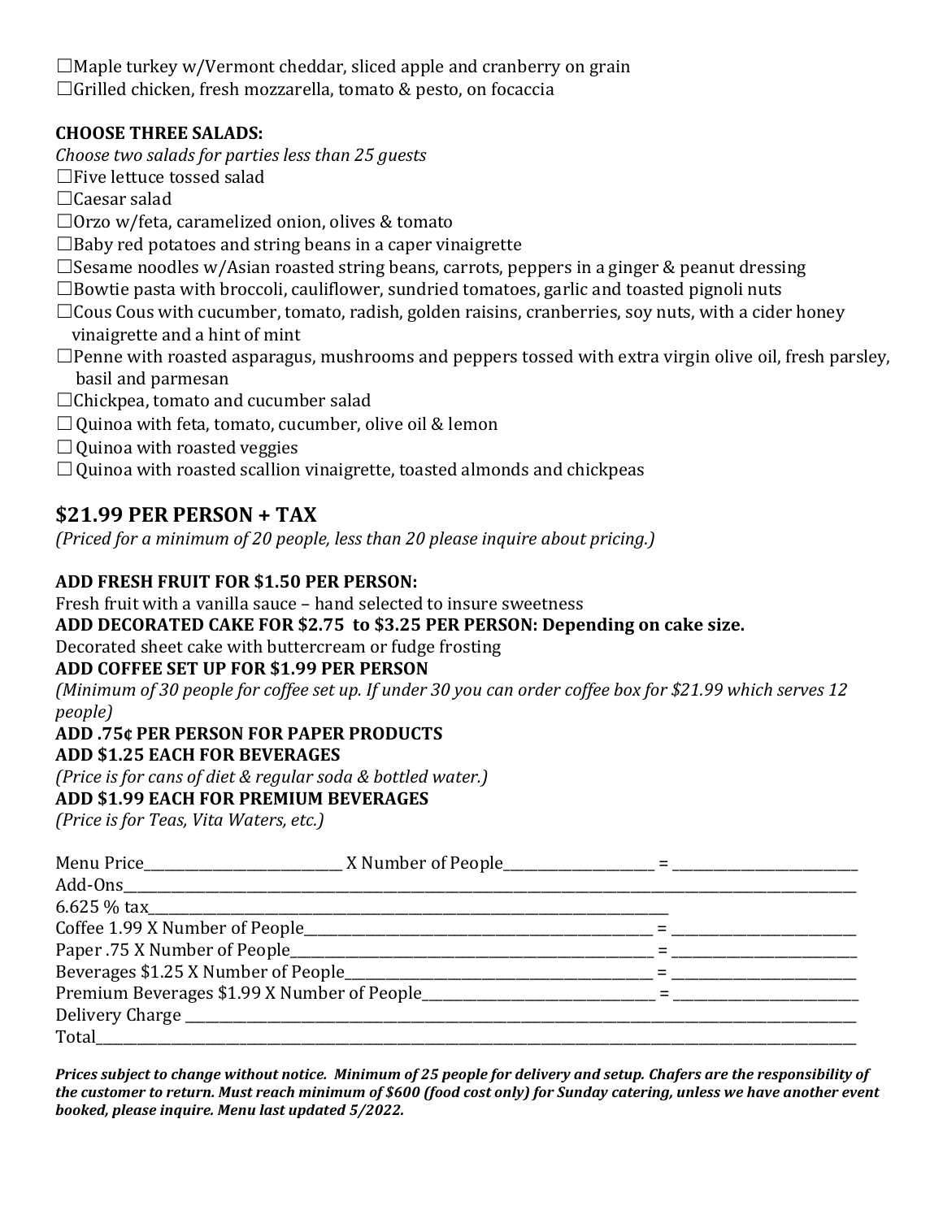☐Maple turkey w/Vermont cheddar, sliced apple and cranberry on grain
☐Grilled chicken, fresh mozzarella, tomato & pesto, on focaccia

**CHOOSE THREE SALADS:**

*Choose two salads for parties less than 25 guests*

☐Five lettuce tossed salad
☐Caesar salad
☐Orzo w/feta, caramelized onion, olives & tomato
☐Baby red potatoes and string beans in a caper vinaigrette
☐Sesame noodles w/Asian roasted string beans, carrots, peppers in a ginger & peanut dressing
☐Bowtie pasta with broccoli, cauliflower, sundried tomatoes, garlic and toasted pignoli nuts
☐Cous Cous with cucumber, tomato, radish, golden raisins, cranberries, soy nuts, with a cider honey vinaigrette and a hint of mint
☐Penne with roasted asparagus, mushrooms and peppers tossed with extra virgin olive oil, fresh parsley, basil and parmesan
☐Chickpea, tomato and cucumber salad
☐ Quinoa with feta, tomato, cucumber, olive oil & lemon
☐ Quinoa with roasted veggies
☐ Quinoa with roasted scallion vinaigrette, toasted almonds and chickpeas

## $21.99 PER PERSON + TAX

*(Priced for a minimum of 20 people, less than 20 please inquire about pricing.)*

**ADD FRESH FRUIT FOR $1.50 PER PERSON:**
Fresh fruit with a vanilla sauce – hand selected to insure sweetness
**ADD DECORATED CAKE FOR $2.75 to $3.25 PER PERSON: Depending on cake size.**
Decorated sheet cake with buttercream or fudge frosting
**ADD COFFEE SET UP FOR $1.99 PER PERSON**
*(Minimum of 30 people for coffee set up. If under 30 you can order coffee box for $21.99 which serves 12 people)*
**ADD .75¢ PER PERSON FOR PAPER PRODUCTS**
**ADD $1.25 EACH FOR BEVERAGES**
*(Price is for cans of diet & regular soda & bottled water.)*
**ADD $1.99 EACH FOR PREMIUM BEVERAGES**
*(Price is for Teas, Vita Waters, etc.)*

Menu Price____________________ X Number of People________________ = ____________________
Add-Ons____________________________________________________________________________
6.625 % tax____________________________________________________________
Coffee 1.99 X Number of People______________________________________ = ____________________
Paper .75 X Number of People________________________________________ = ____________________
Beverages $1.25 X Number of People__________________________________ = ____________________
Premium Beverages $1.99 X Number of People_________________________ = ____________________
Delivery Charge ____________________________________________________________________
Total______________________________________________________________________________

***Prices subject to change without notice. Minimum of 25 people for delivery and setup. Chafers are the responsibility of the customer to return. Must reach minimum of $600 (food cost only) for Sunday catering, unless we have another event booked, please inquire. Menu last updated 5/2022.***